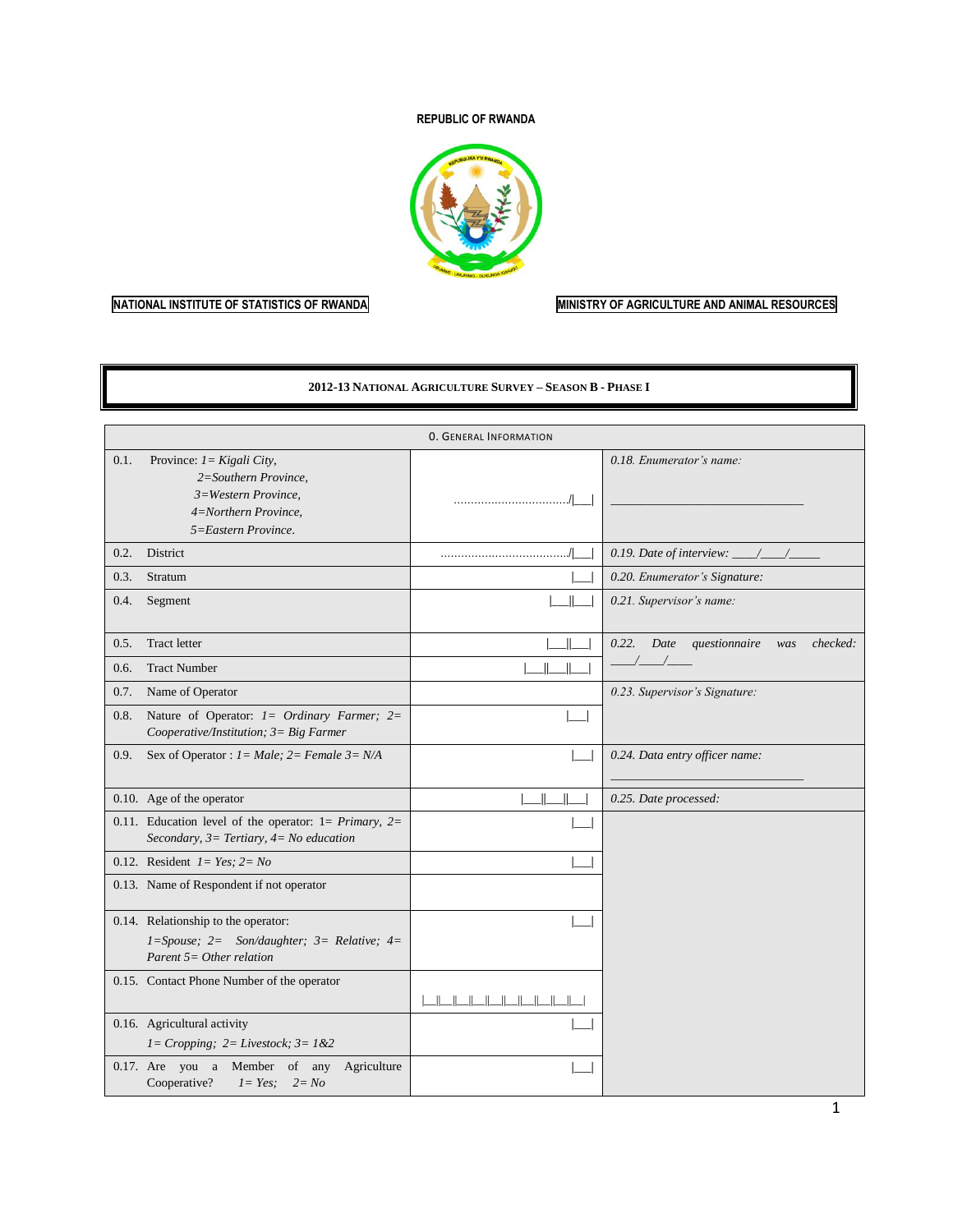**REPUBLIC OF RWANDA**

**NATIONAL INSTITUTE OF STATISTICS OF RWANDA**

**MINISTRY OF AGRICULTURE AND ANIMAL RESOURCES**

# 2012-13 NATIONAL AGRICULTURE SURVEY – SEASON B - PHASE I

| 0. GENERAL INFORMATION | | |
|---|---|---|
| 0.1. Province: *1= Kigali City, 2=Southern Province, 3=Western Province, 4=Northern Province, 5=Eastern Province.* | ................................./\|___\| | *0.18. Enumerator's name:* ______________________________ |
| 0.2. District | ....................................../\|___\| | *0.19. Date of interview:* ____/____/_____ |
| 0.3. Stratum | \|___\| | *0.20. Enumerator's Signature:* |
| 0.4. Segment | \|___\|\|___\| | *0.21. Supervisor's name:* |
| 0.5. Tract letter | \|___\|\|___\| | *0.22. Date questionnaire was checked:* ____/____/____ |
| 0.6. Tract Number | \|___\|\|___\|\|___\| | |
| 0.7. Name of Operator | | *0.23. Supervisor's Signature:* |
| 0.8. Nature of Operator: *1= Ordinary Farmer; 2= Cooperative/Institution; 3= Big Farmer* | \|___\| | |
| 0.9. Sex of Operator : *1= Male; 2= Female 3= N/A* | \|___\| | *0.24. Data entry officer name:* ______________________________ |
| 0.10. Age of the operator | \|___\|\|___\|\|___\| | *0.25. Date processed:* |
| 0.11. Education level of the operator: 1= *Primary, 2= Secondary, 3= Tertiary, 4= No education* | \|___\| | |
| 0.12. Resident *1= Yes; 2= No* | \|___\| | |
| 0.13. Name of Respondent if not operator | | |
| 0.14. Relationship to the operator: *1=Spouse; 2= Son/daughter; 3= Relative; 4= Parent 5= Other relation* | \|___\| | |
| 0.15. Contact Phone Number of the operator | \|__\|\|__\|\|__\|\|__\|\|__\|\|__\|\|__\|\|__\|\|__\|\|__\| | |
| 0.16. Agricultural activity *1= Cropping; 2= Livestock; 3= 1&2* | \|___\| | |
| 0.17. Are you a Member of any Agriculture Cooperative? *1= Yes; 2= No* | \|___\| | |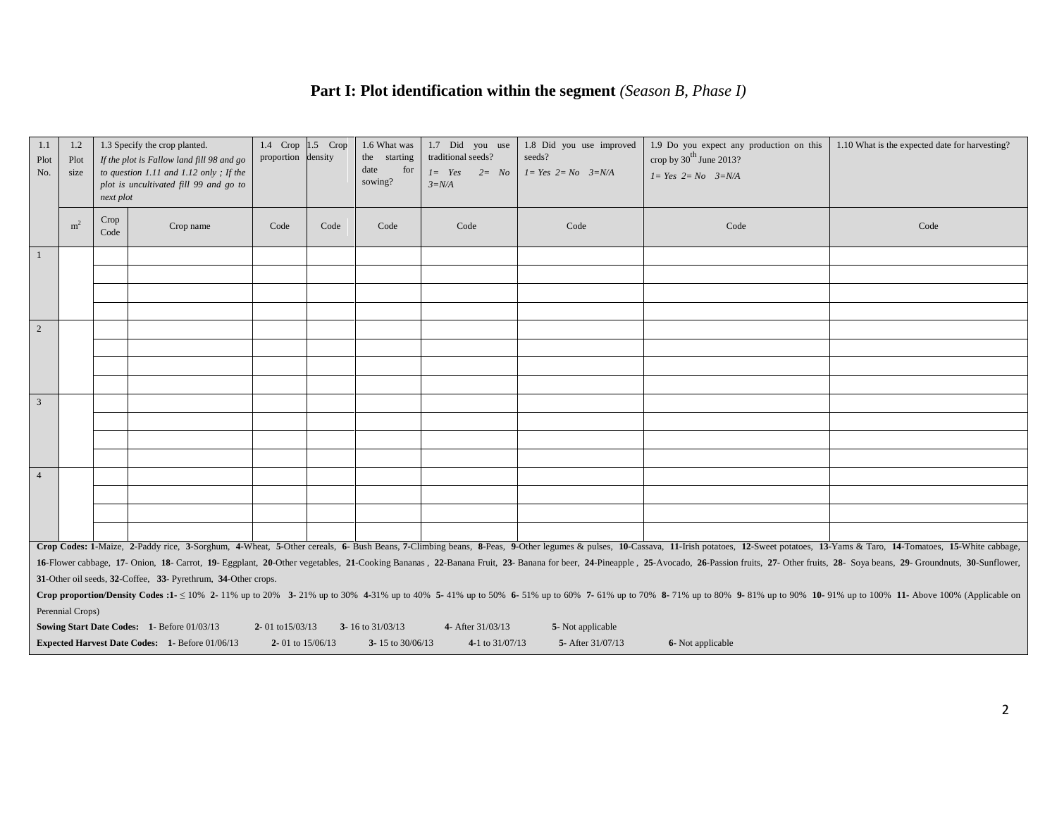## Part I: Plot identification within the segment *(Season B, Phase I)*

| 1.1 Plot No. | 1.2 Plot size | 1.3 Specify the crop planted. *If the plot is Fallow land fill 98 and go to question 1.11 and 1.12 only ; If the plot is uncultivated fill 99 and go to next plot* | | 1.4 Crop proportion | 1.5 Crop density | 1.6 What was the starting date for sowing? | 1.7 Did you use traditional seeds? *1= Yes 2= No 3=N/A* | 1.8 Did you use improved seeds? *1= Yes 2= No 3=N/A* | 1.9 Do you expect any production on this crop by 30th June 2013? *1= Yes 2= No 3=N/A* | 1.10 What is the expected date for harvesting? |
|---|---|---|---|---|---|---|---|---|---|---|
| | m$^2$ | Crop Code | Crop name | Code | Code | Code | Code | Code | Code | Code |
| 1 | | | | | | | | | | |
| | | | | | | | | | | |
| | | | | | | | | | | |
| | | | | | | | | | | |
| 2 | | | | | | | | | | |
| | | | | | | | | | | |
| | | | | | | | | | | |
| | | | | | | | | | | |
| 3 | | | | | | | | | | |
| | | | | | | | | | | |
| | | | | | | | | | | |
| | | | | | | | | | | |
| 4 | | | | | | | | | | |
| | | | | | | | | | | |
| | | | | | | | | | | |
| | | | | | | | | | | |

**Crop Codes: 1**-Maize, **2**-Paddy rice, **3**-Sorghum, **4**-Wheat, **5**-Other cereals, **6**- Bush Beans, **7**-Climbing beans, **8**-Peas, **9**-Other legumes & pulses, **10**-Cassava, **11**-Irish potatoes, **12**-Sweet potatoes, **13**-Yams & Taro, **14**-Tomatoes, **15**-White cabbage, **16**-Flower cabbage, **17**- Onion, **18**- Carrot, **19**- Eggplant, **20**-Other vegetables, **21**-Cooking Bananas , **22**-Banana Fruit, **23**- Banana for beer, **24**-Pineapple , **25**-Avocado, **26**-Passion fruits, **27**- Other fruits, **28**- Soya beans, **29**- Groundnuts, **30**-Sunflower, **31**-Other oil seeds, **32**-Coffee, **33**- Pyrethrum, **34**-Other crops.

**Crop proportion/Density Codes :1-** ≤ 10% **2-** 11% up to 20% **3-** 21% up to 30% **4-**31% up to 40% **5-** 41% up to 50% **6-** 51% up to 60% **7-** 61% up to 70% **8-** 71% up to 80% **9-** 81% up to 90% **10-** 91% up to 100% **11-** Above 100% (Applicable on Perennial Crops)

**Sowing Start Date Codes: 1-** Before 01/03/13 **2-** 01 to15/03/13 **3-** 16 to 31/03/13 **4-** After 31/03/13 **5-** Not applicable

**Expected Harvest Date Codes: 1-** Before 01/06/13 **2-** 01 to 15/06/13 **3-** 15 to 30/06/13 **4-**1 to 31/07/13 **5-** After 31/07/13 **6-** Not applicable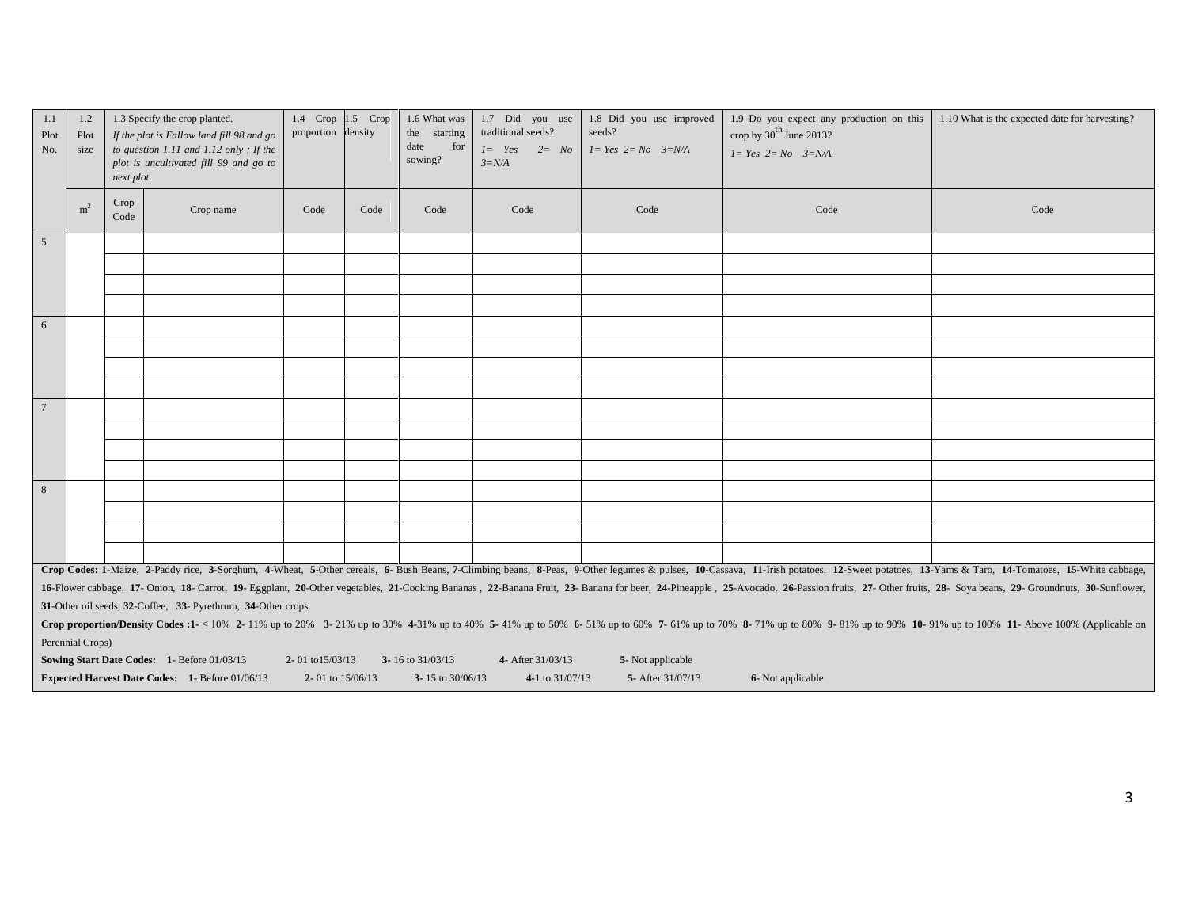| 1.1 Plot No. | 1.2 Plot size | 1.3 Specify the crop planted. *If the plot is Fallow land fill 98 and go to question 1.11 and 1.12 only ; If the plot is uncultivated fill 99 and go to next plot* | | 1.4 Crop proportion | 1.5 Crop density | 1.6 What was the starting date for sowing? | 1.7 Did you use traditional seeds? *1= Yes 2= No 3=N/A* | 1.8 Did you use improved seeds? *1= Yes 2= No 3=N/A* | 1.9 Do you expect any production on this crop by 30th June 2013? *1= Yes 2= No 3=N/A* | 1.10 What is the expected date for harvesting? |
|---|---|---|---|---|---|---|---|---|---|---|
| | $m^2$ | Crop Code | Crop name | Code | Code | Code | Code | Code | Code | Code |
| 5 | | | | | | | | | | |
| | | | | | | | | | | |
| | | | | | | | | | | |
| | | | | | | | | | | |
| 6 | | | | | | | | | | |
| | | | | | | | | | | |
| | | | | | | | | | | |
| | | | | | | | | | | |
| 7 | | | | | | | | | | |
| | | | | | | | | | | |
| | | | | | | | | | | |
| | | | | | | | | | | |
| 8 | | | | | | | | | | |
| | | | | | | | | | | |
| | | | | | | | | | | |
| | | | | | | | | | | |

**Crop Codes: 1**-Maize, **2**-Paddy rice, **3**-Sorghum, **4**-Wheat, **5**-Other cereals, **6**- Bush Beans, **7**-Climbing beans, **8**-Peas, **9**-Other legumes & pulses, **10**-Cassava, **11**-Irish potatoes, **12**-Sweet potatoes, **13**-Yams & Taro, **14**-Tomatoes, **15**-White cabbage, **16**-Flower cabbage, **17**- Onion, **18**- Carrot, **19**- Eggplant, **20**-Other vegetables, **21**-Cooking Bananas , **22**-Banana Fruit, **23**- Banana for beer, **24**-Pineapple , **25**-Avocado, **26**-Passion fruits, **27**- Other fruits, **28**- Soya beans, **29**- Groundnuts, **30**-Sunflower, **31**-Other oil seeds, **32**-Coffee, **33**- Pyrethrum, **34**-Other crops.

**Crop proportion/Density Codes :1**- ≤ 10% **2**- 11% up to 20% **3**- 21% up to 30% **4**-31% up to 40% **5**- 41% up to 50% **6**- 51% up to 60% **7**- 61% up to 70% **8**- 71% up to 80% **9**- 81% up to 90% **10**- 91% up to 100% **11**- Above 100% (Applicable on Perennial Crops)

**Sowing Start Date Codes: 1**- Before 01/03/13 **2**- 01 to15/03/13 **3**- 16 to 31/03/13 **4**- After 31/03/13 **5**- Not applicable

**Expected Harvest Date Codes: 1**- Before 01/06/13 **2**- 01 to 15/06/13 **3**- 15 to 30/06/13 **4**-1 to 31/07/13 **5**- After 31/07/13 **6**- Not applicable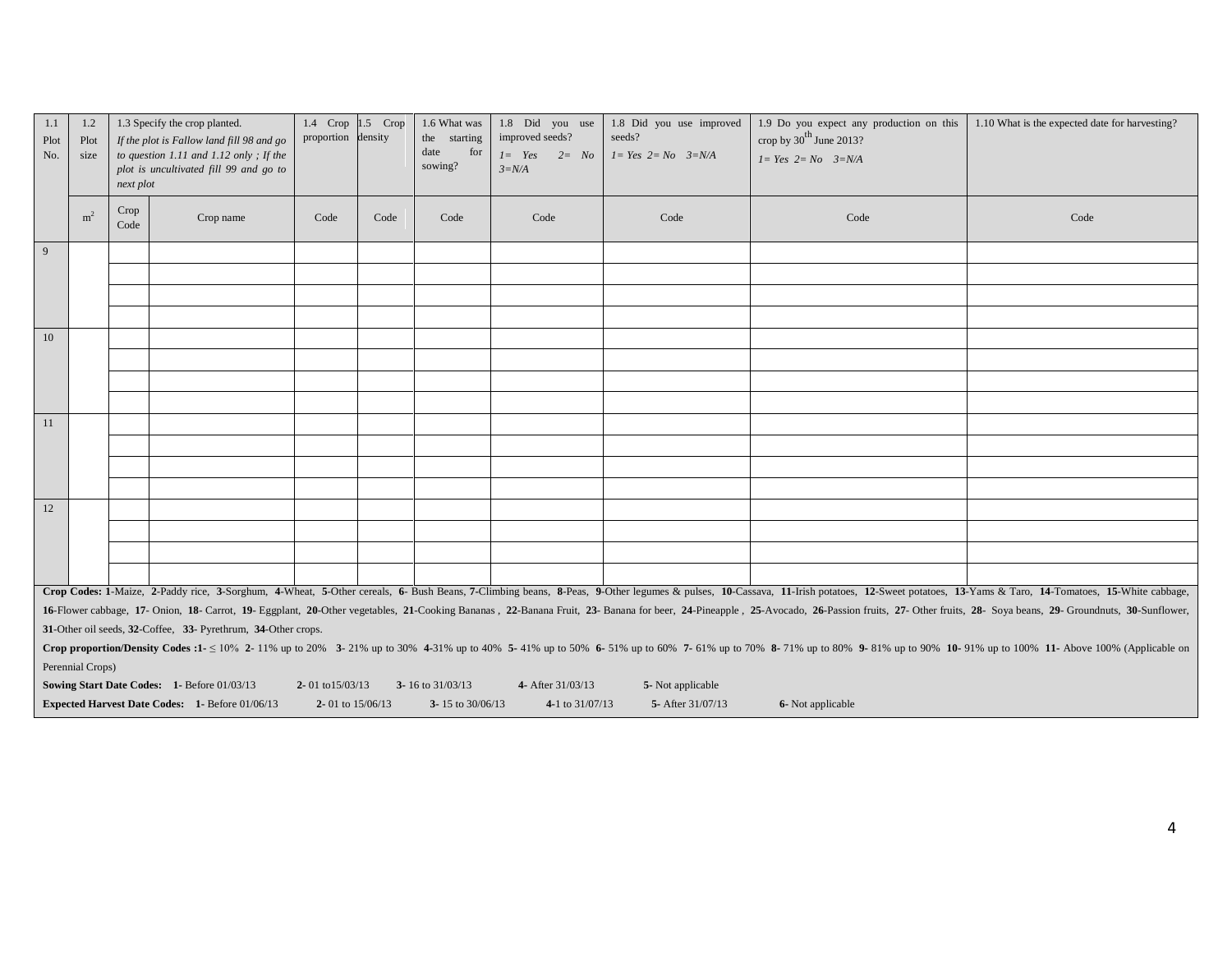| 1.1 Plot No. | 1.2 Plot size | 1.3 Specify the crop planted. *If the plot is Fallow land fill 98 and go to question 1.11 and 1.12 only ; If the plot is uncultivated fill 99 and go to next plot* | | 1.4 Crop proportion | 1.5 Crop density | 1.6 What was the starting date for sowing? | 1.8 Did you use improved seeds? *1= Yes 2= No 3=N/A* | 1.8 Did you use improved seeds? *1= Yes 2= No 3=N/A* | 1.9 Do you expect any production on this crop by 30[th] June 2013? *1= Yes 2= No 3=N/A* | 1.10 What is the expected date for harvesting? |
|---|---|---|---|---|---|---|---|---|---|---|
| | $m^2$ | Crop Code | Crop name | Code | Code | Code | Code | Code | Code | Code |
| 9 | | | | | | | | | | |
| | | | | | | | | | | |
| | | | | | | | | | | |
| | | | | | | | | | | |
| 10 | | | | | | | | | | |
| | | | | | | | | | | |
| | | | | | | | | | | |
| | | | | | | | | | | |
| 11 | | | | | | | | | | |
| | | | | | | | | | | |
| | | | | | | | | | | |
| | | | | | | | | | | |
| 12 | | | | | | | | | | |
| | | | | | | | | | | |
| | | | | | | | | | | |
| | | | | | | | | | | |

**Crop Codes:** **1**-Maize, **2**-Paddy rice, **3**-Sorghum, **4**-Wheat, **5**-Other cereals, **6**- Bush Beans, **7**-Climbing beans, **8**-Peas, **9**-Other legumes & pulses, **10**-Cassava, **11**-Irish potatoes, **12**-Sweet potatoes, **13**-Yams & Taro, **14**-Tomatoes, **15**-White cabbage, **16**-Flower cabbage, **17**- Onion, **18**- Carrot, **19**- Eggplant, **20**-Other vegetables, **21**-Cooking Bananas , **22**-Banana Fruit, **23**- Banana for beer, **24**-Pineapple , **25**-Avocado, **26**-Passion fruits, **27**- Other fruits, **28**- Soya beans, **29**- Groundnuts, **30**-Sunflower, **31**-Other oil seeds, **32**-Coffee, **33**- Pyrethrum, **34**-Other crops.

**Crop proportion/Density Codes :1-** ≤ 10% **2-** 11% up to 20% **3-** 21% up to 30% **4-**31% up to 40% **5-** 41% up to 50% **6-** 51% up to 60% **7-** 61% up to 70% **8-** 71% up to 80% **9-** 81% up to 90% **10-** 91% up to 100% **11-** Above 100% (Applicable on Perennial Crops)

**Sowing Start Date Codes: 1-** Before 01/03/13 **2-** 01 to15/03/13 **3-** 16 to 31/03/13 **4-** After 31/03/13 **5-** Not applicable

**Expected Harvest Date Codes: 1-** Before 01/06/13 **2-** 01 to 15/06/13 **3-** 15 to 30/06/13 **4-**1 to 31/07/13 **5-** After 31/07/13 **6-** Not applicable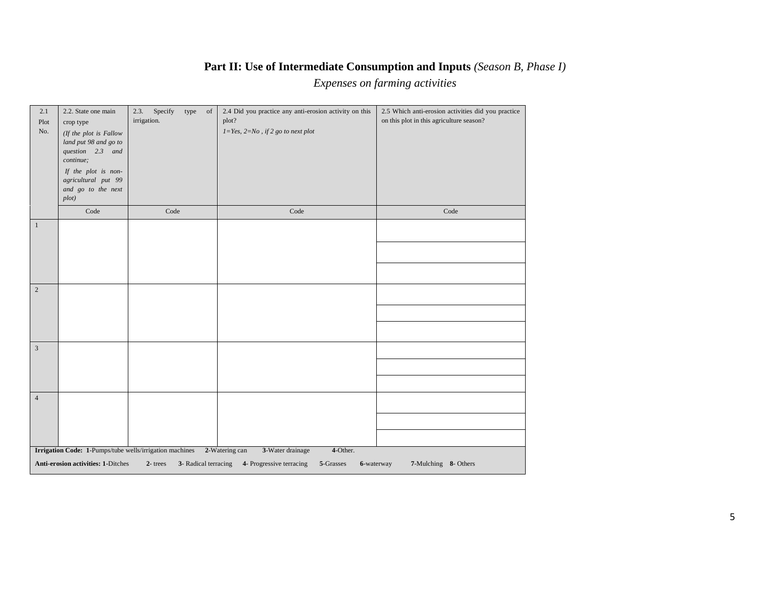# Part II: Use of Intermediate Consumption and Inputs *(Season B, Phase I)*

*Expenses on farming activities*

| 2.1 Plot No. | 2.2. State one main crop type *(If the plot is Fallow land put 98 and go to question 2.3 and continue; If the plot is non-agricultural put 99 and go to the next plot)* | 2.3. Specify type of irrigation. | 2.4 Did you practice any anti-erosion activity on this plot? *1=Yes, 2=No , if 2 go to next plot* | 2.5 Which anti-erosion activities did you practice on this plot in this agriculture season? |
|---|---|---|---|---|
| | Code | Code | Code | Code |
| 1 | | | | |
| | | | | |
| | | | | |
| 2 | | | | |
| | | | | |
| | | | | |
| 3 | | | | |
| | | | | |
| | | | | |
| 4 | | | | |
| | | | | |
| | | | | |

**Irrigation Code: 1**-Pumps/tube wells/irrigation machines **2**-Watering can **3**-Water drainage **4**-Other.

**Anti-erosion activities: 1**-Ditches **2**- trees **3**- Radical terracing **4**- Progressive terracing **5**-Grasses **6**-waterway **7**-Mulching **8**- Others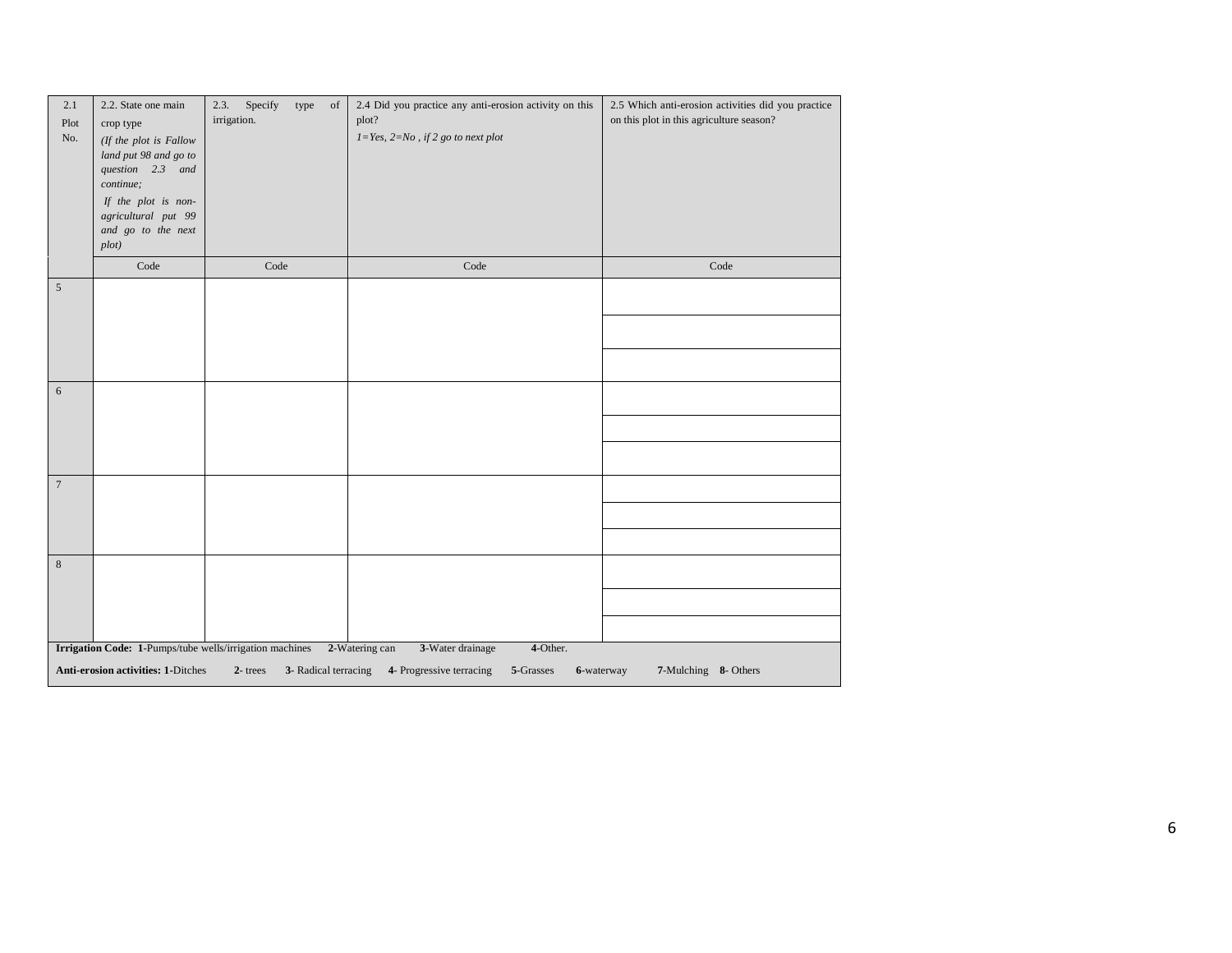| 2.1 Plot No. | 2.2. State one main crop type *(If the plot is Fallow land put 98 and go to question 2.3 and continue; If the plot is non-agricultural put 99 and go to the next plot)* | 2.3. Specify type of irrigation. | 2.4 Did you practice any anti-erosion activity on this plot? *1=Yes, 2=No , if 2 go to next plot* | 2.5 Which anti-erosion activities did you practice on this plot in this agriculture season? |
|---|---|---|---|---|
| | Code | Code | Code | Code |
| 5 | | | | |
| | | | | |
| | | | | |
| 6 | | | | |
| | | | | |
| | | | | |
| 7 | | | | |
| | | | | |
| | | | | |
| 8 | | | | |
| | | | | |
| | | | | |

**Irrigation Code: 1**-Pumps/tube wells/irrigation machines **2**-Watering can **3**-Water drainage **4**-Other.

**Anti-erosion activities: 1**-Ditches **2**- trees **3**- Radical terracing **4**- Progressive terracing **5**-Grasses **6**-waterway **7**-Mulching **8**- Others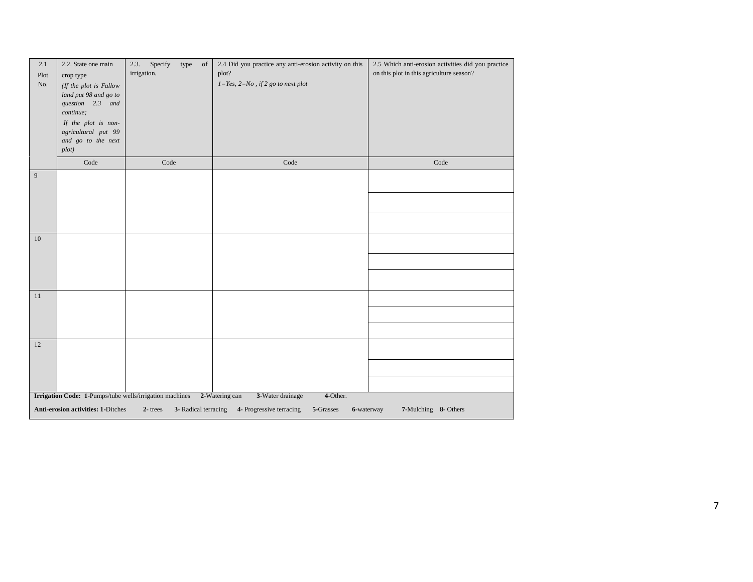| 2.1 Plot No. | 2.2. State one main crop type *(If the plot is Fallow land put 98 and go to question 2.3 and continue; If the plot is non-agricultural put 99 and go to the next plot)* | 2.3. Specify type of irrigation. | 2.4 Did you practice any anti-erosion activity on this plot? *1=Yes, 2=No , if 2 go to next plot* | 2.5 Which anti-erosion activities did you practice on this plot in this agriculture season? |
|---|---|---|---|---|
| | Code | Code | Code | Code |
| 9 | | | | |
| | | | | |
| | | | | |
| 10 | | | | |
| | | | | |
| | | | | |
| 11 | | | | |
| | | | | |
| | | | | |
| 12 | | | | |
| | | | | |
| | | | | |

**Irrigation Code: 1**-Pumps/tube wells/irrigation machines **2**-Watering can **3**-Water drainage **4**-Other.

**Anti-erosion activities: 1**-Ditches **2**- trees **3**- Radical terracing **4**- Progressive terracing **5**-Grasses **6**-waterway **7**-Mulching **8**- Others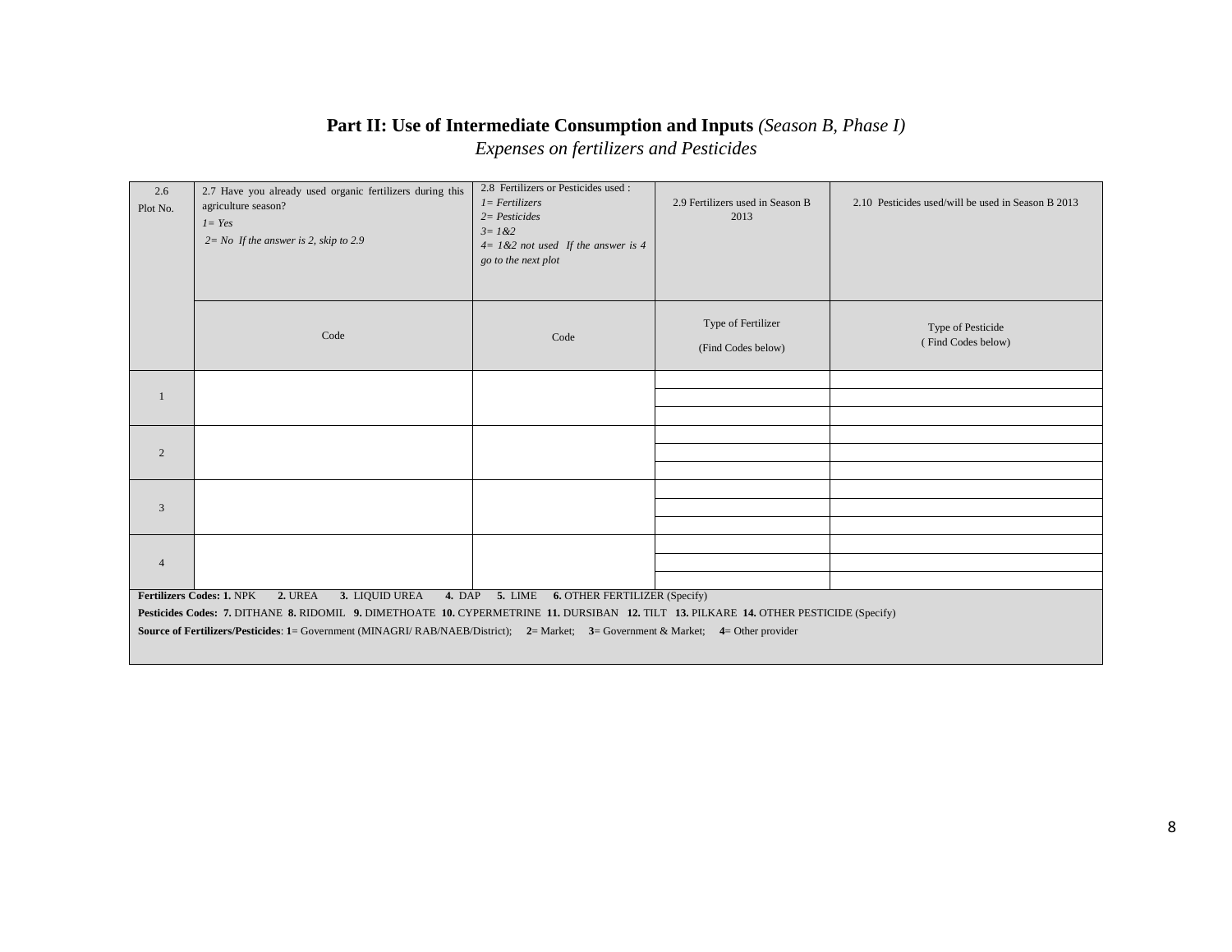**Part II: Use of Intermediate Consumption and Inputs** *(Season B, Phase I)*

*Expenses on fertilizers and Pesticides*

| 2.6 Plot No. | 2.7 Have you already used organic fertilizers during this agriculture season? *1= Yes* *2= No If the answer is 2, skip to 2.9* | 2.8 Fertilizers or Pesticides used : *1= Fertilizers* *2= Pesticides* *3= 1&2* *4= 1&2 not used If the answer is 4 go to the next plot* | 2.9 Fertilizers used in Season B 2013 | 2.10 Pesticides used/will be used in Season B 2013 |
|---|---|---|---|---|
| | Code | Code | Type of Fertilizer (Find Codes below) | Type of Pesticide ( Find Codes below) |
| 1 | | | | |
| | | | | |
| | | | | |
| 2 | | | | |
| | | | | |
| | | | | |
| 3 | | | | |
| | | | | |
| | | | | |
| 4 | | | | |
| | | | | |
| | | | | |

**Fertilizers Codes: 1.** NPK **2.** UREA **3.** LIQUID UREA **4.** DAP **5.** LIME **6.** OTHER FERTILIZER (Specify)

**Pesticides Codes: 7.** DITHANE **8.** RIDOMIL **9.** DIMETHOATE **10.** CYPERMETRINE **11.** DURSIBAN **12.** TILT **13.** PILKARE **14.** OTHER PESTICIDE (Specify)

**Source of Fertilizers/Pesticides**: **1**= Government (MINAGRI/ RAB/NAEB/District); **2**= Market; **3**= Government & Market; **4**= Other provider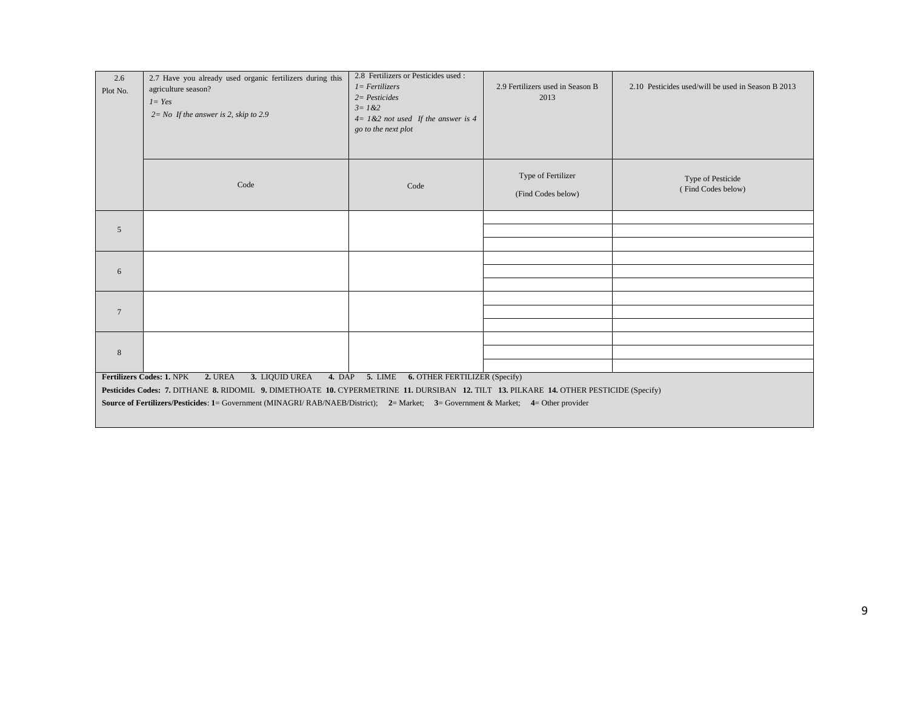| 2.6 Plot No. | 2.7 Have you already used organic fertilizers during this agriculture season? *1= Yes* *2= No If the answer is 2, skip to 2.9* | 2.8 Fertilizers or Pesticides used : *1= Fertilizers* *2= Pesticides* *3= 1&2* *4= 1&2 not used If the answer is 4 go to the next plot* | 2.9 Fertilizers used in Season B 2013 | 2.10 Pesticides used/will be used in Season B 2013 |
|---|---|---|---|---|
| | Code | Code | Type of Fertilizer (Find Codes below) | Type of Pesticide ( Find Codes below) |
| 5 | | | | |
| | | | | |
| | | | | |
| 6 | | | | |
| | | | | |
| | | | | |
| 7 | | | | |
| | | | | |
| | | | | |
| 8 | | | | |
| | | | | |
| | | | | |

**Fertilizers Codes: 1.** NPK **2.** UREA **3.** LIQUID UREA **4.** DAP **5.** LIME **6.** OTHER FERTILIZER (Specify)

**Pesticides Codes: 7.** DITHANE **8.** RIDOMIL **9.** DIMETHOATE **10.** CYPERMETRINE **11.** DURSIBAN **12.** TILT **13.** PILKARE **14.** OTHER PESTICIDE (Specify)

**Source of Fertilizers/Pesticides**: **1**= Government (MINAGRI/ RAB/NAEB/District); **2**= Market; **3**= Government & Market; **4**= Other provider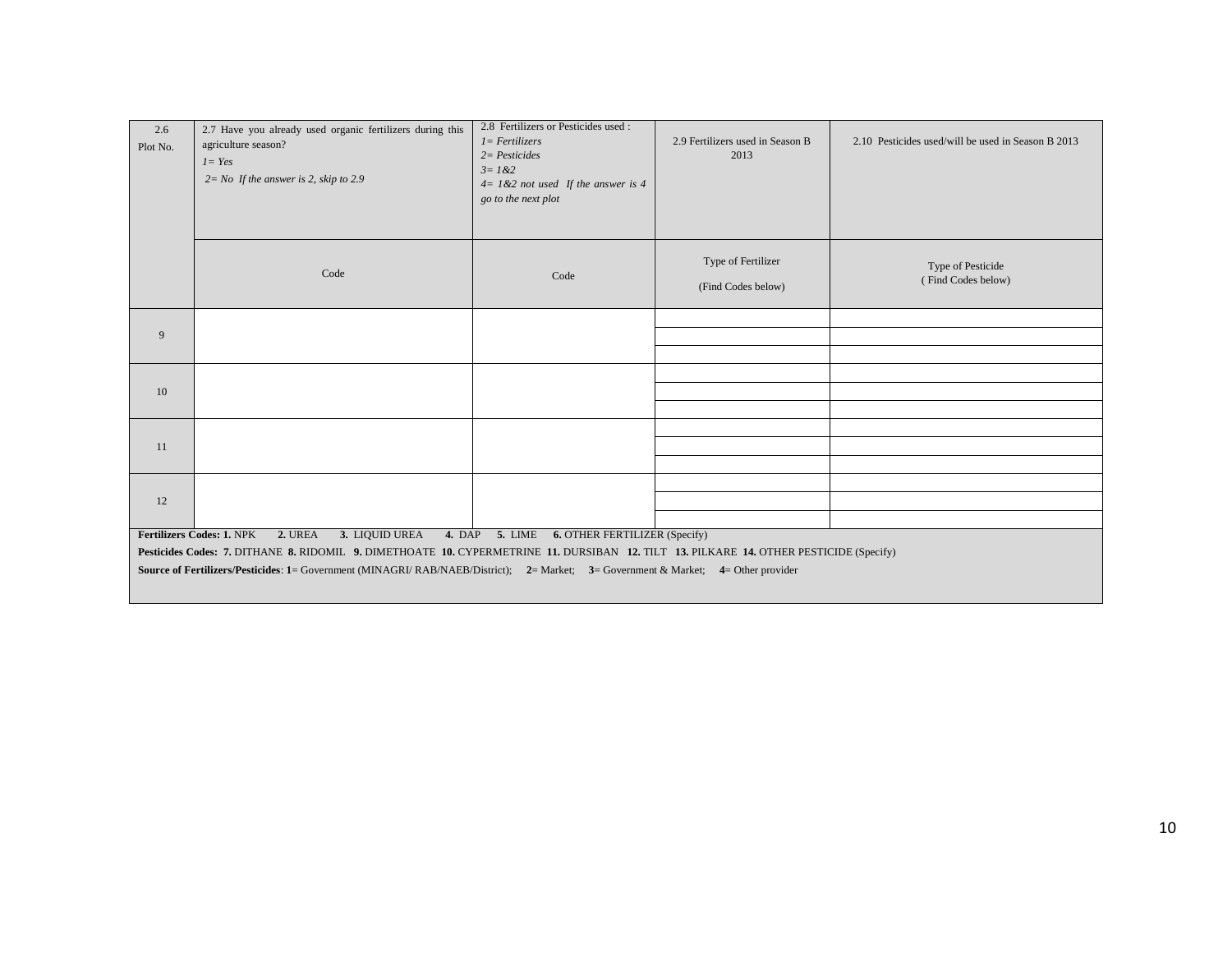| 2.6 Plot No. | 2.7 Have you already used organic fertilizers during this agriculture season? *1= Yes* *2= No If the answer is 2, skip to 2.9* | 2.8 Fertilizers or Pesticides used : *1= Fertilizers* *2= Pesticides* *3= 1&2* *4= 1&2 not used If the answer is 4 go to the next plot* | 2.9 Fertilizers used in Season B 2013 | 2.10 Pesticides used/will be used in Season B 2013 |
|---|---|---|---|---|
| | Code | Code | Type of Fertilizer (Find Codes below) | Type of Pesticide ( Find Codes below) |
| 9 | | | | |
| | | | | |
| | | | | |
| 10 | | | | |
| | | | | |
| | | | | |
| 11 | | | | |
| | | | | |
| | | | | |
| 12 | | | | |
| | | | | |
| | | | | |

**Fertilizers Codes: 1.** NPK **2.** UREA **3.** LIQUID UREA **4.** DAP **5.** LIME **6.** OTHER FERTILIZER (Specify)

**Pesticides Codes: 7.** DITHANE **8.** RIDOMIL **9.** DIMETHOATE **10.** CYPERMETRINE **11.** DURSIBAN **12.** TILT **13.** PILKARE **14.** OTHER PESTICIDE (Specify)

**Source of Fertilizers/Pesticides**: **1**= Government (MINAGRI/ RAB/NAEB/District); **2**= Market; **3**= Government & Market; **4**= Other provider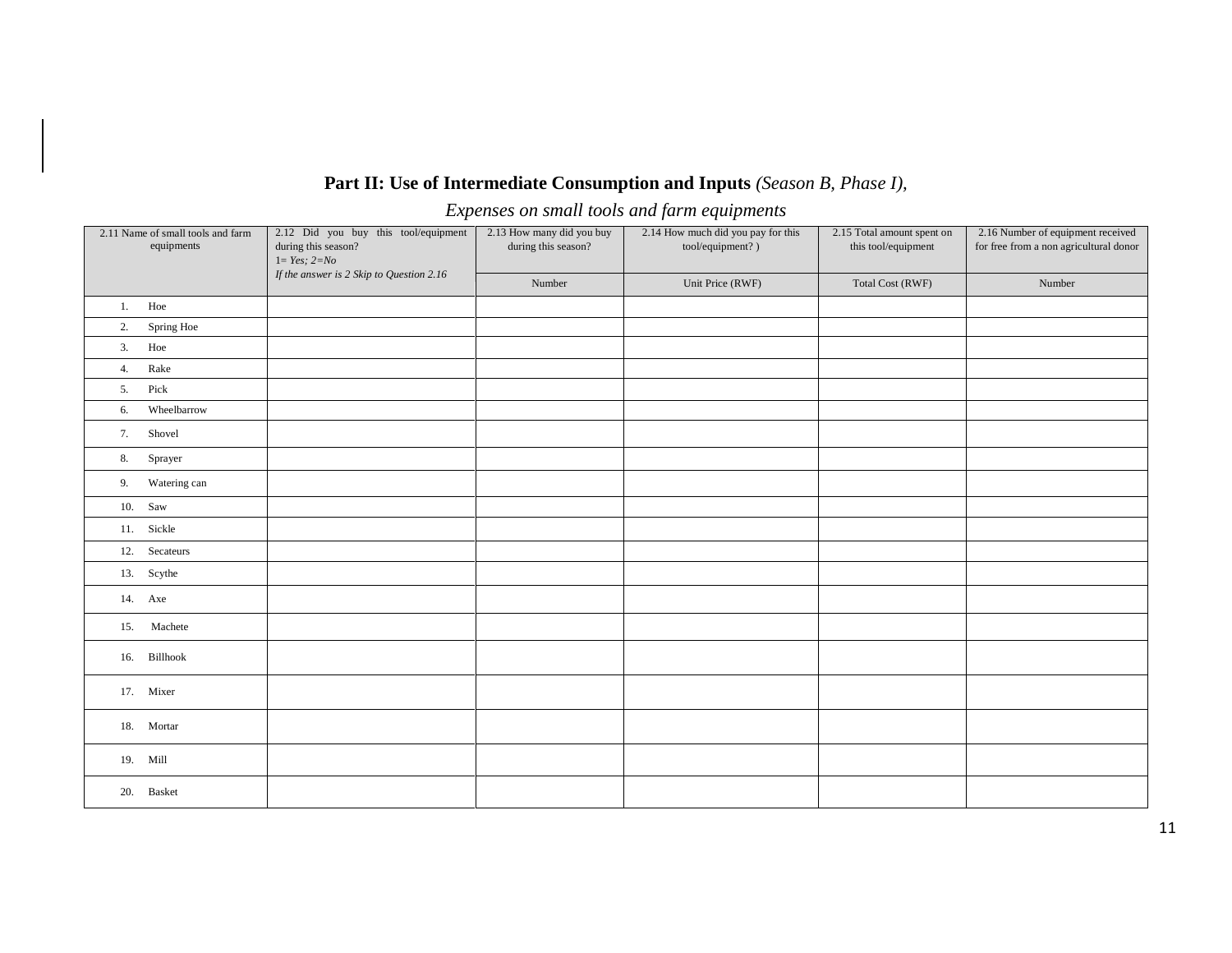## **Part II: Use of Intermediate Consumption and Inputs** *(Season B, Phase I),*

*Expenses on small tools and farm equipments*

| 2.11 Name of small tools and farm equipments | 2.12 Did you buy this tool/equipment during this season? 1= *Yes; 2=No* *If the answer is 2 Skip to Question 2.16* | 2.13 How many did you buy during this season? | 2.14 How much did you pay for this tool/equipment? ) | 2.15 Total amount spent on this tool/equipment | 2.16 Number of equipment received for free from a non agricultural donor |
|---|---|---|---|---|---|
| | | Number | Unit Price (RWF) | Total Cost (RWF) | Number |
| 1. Hoe | | | | | |
| 2. Spring Hoe | | | | | |
| 3. Hoe | | | | | |
| 4. Rake | | | | | |
| 5. Pick | | | | | |
| 6. Wheelbarrow | | | | | |
| 7. Shovel | | | | | |
| 8. Sprayer | | | | | |
| 9. Watering can | | | | | |
| 10. Saw | | | | | |
| 11. Sickle | | | | | |
| 12. Secateurs | | | | | |
| 13. Scythe | | | | | |
| 14. Axe | | | | | |
| 15. Machete | | | | | |
| 16. Billhook | | | | | |
| 17. Mixer | | | | | |
| 18. Mortar | | | | | |
| 19. Mill | | | | | |
| 20. Basket | | | | | |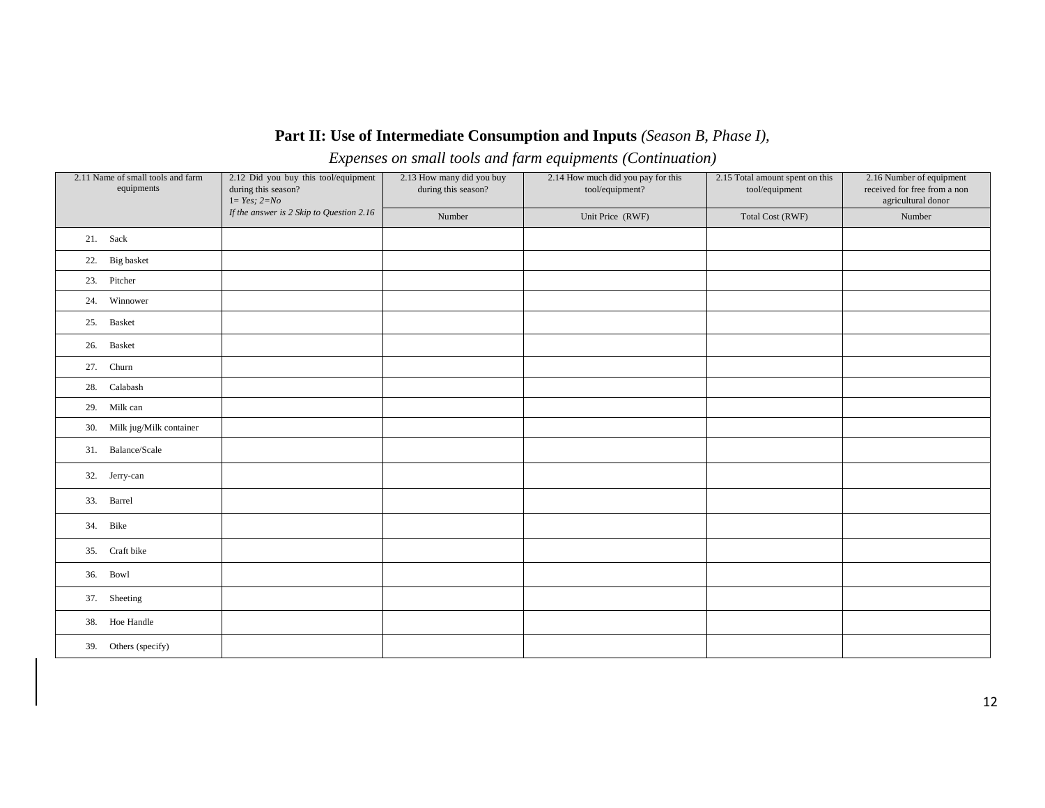**Part II: Use of Intermediate Consumption and Inputs** *(Season B, Phase I),*

*Expenses on small tools and farm equipments (Continuation)*

| 2.11 Name of small tools and farm equipments | 2.12 Did you buy this tool/equipment during this season? 1= *Yes; 2=No* *If the answer is 2 Skip to Question 2.16* | 2.13 How many did you buy during this season? | 2.14 How much did you pay for this tool/equipment? | 2.15 Total amount spent on this tool/equipment | 2.16 Number of equipment received for free from a non agricultural donor |
|---|---|---|---|---|---|
| | | Number | Unit Price (RWF) | Total Cost (RWF) | Number |
| 21. Sack | | | | | |
| 22. Big basket | | | | | |
| 23. Pitcher | | | | | |
| 24. Winnower | | | | | |
| 25. Basket | | | | | |
| 26. Basket | | | | | |
| 27. Churn | | | | | |
| 28. Calabash | | | | | |
| 29. Milk can | | | | | |
| 30. Milk jug/Milk container | | | | | |
| 31. Balance/Scale | | | | | |
| 32. Jerry-can | | | | | |
| 33. Barrel | | | | | |
| 34. Bike | | | | | |
| 35. Craft bike | | | | | |
| 36. Bowl | | | | | |
| 37. Sheeting | | | | | |
| 38. Hoe Handle | | | | | |
| 39. Others (specify) | | | | | |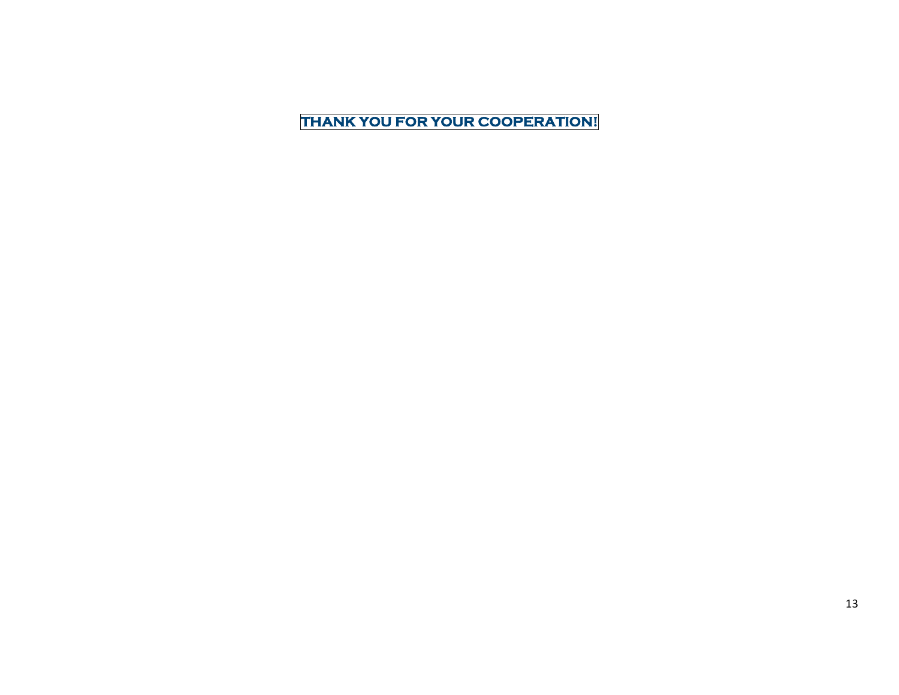**THANK YOU FOR YOUR COOPERATION!**